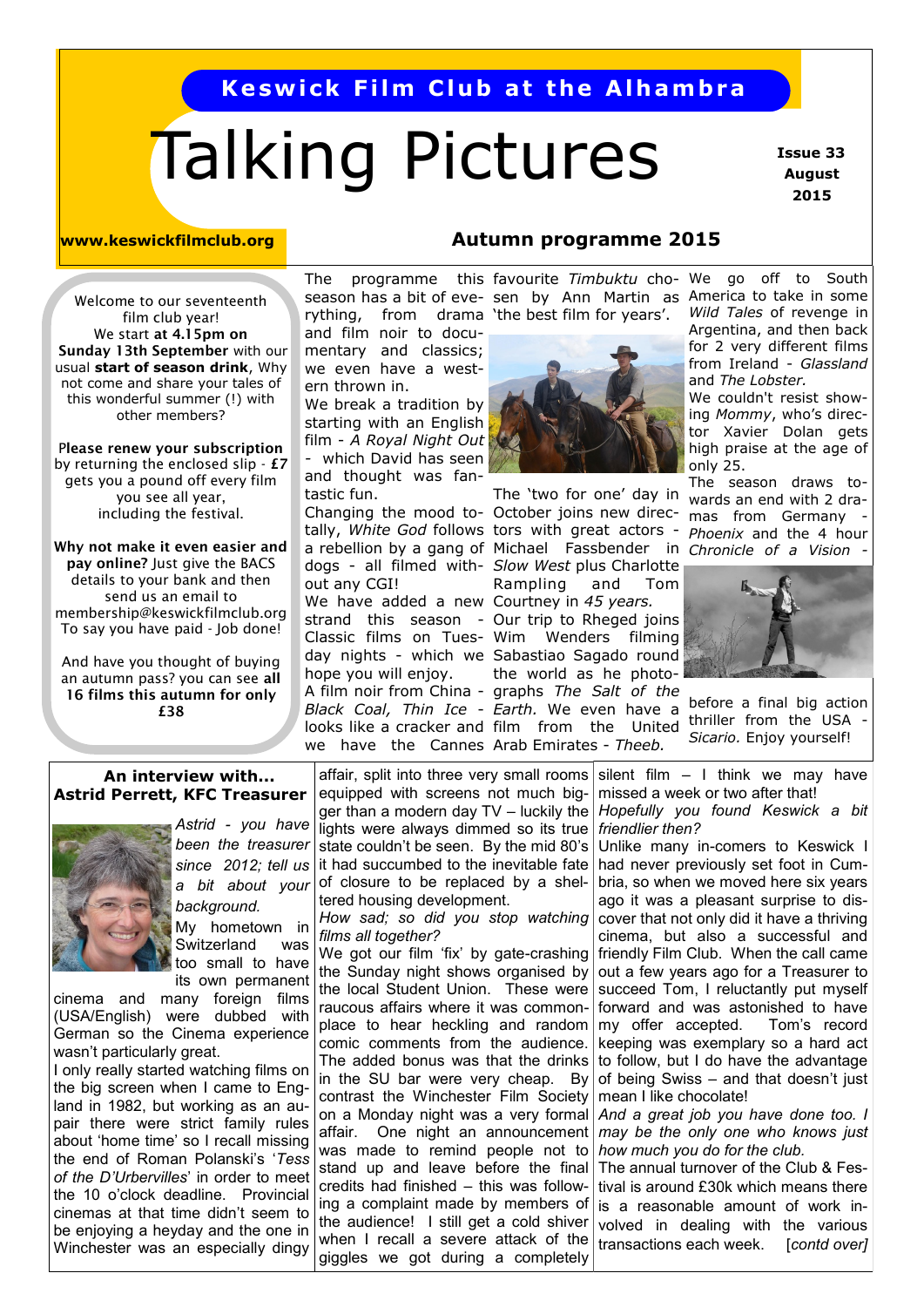**Keswick Film Club at the Alhambra**

# Talking Pictures

**Issue 33 August 2015**

**www.keswickfilmclub.org**

## Autumn programme 2015

Welcome to our seventeenth film club year!
We start **at 4.15pm on Sunday 13th September** with our usual **start of season drink**, Why not come and share your tales of this wonderful summer (!) with other members?

P**lease renew your subscription** by returning the enclosed slip - **£7** gets you a pound off every film you see all year, including the festival.

**Why not make it even easier and pay online?** Just give the BACS details to your bank and then send us an email to membership@keswickfilmclub.org To say you have paid - Job done!

And have you thought of buying an autumn pass? you can see **all 16 films this autumn for only £38**

The programme this season has a bit of everything, from drama and film noir to documentary and classics; we even have a western thrown in.

We break a tradition by starting with an English film - *A Royal Night Out* - which David has seen and thought was fantastic fun.

Changing the mood totally, *White God* follows a rebellion by a gang of dogs - all filmed without any CGI!

We have added a new strand this season - Classic films on Tuesday nights - which we hope you will enjoy.

A film noir from China - *Black Coal, Thin Ice* - looks like a cracker and we have the Cannes favourite *Timbuktu* chosen by Ann Martin as 'the best film for years'.

The 'two for one' day in October joins new directors with great actors - Michael Fassbender in *Slow West* plus Charlotte Rampling and Tom Courtney in *45 years.*

Our trip to Rheged joins Wim Wenders filming Sabastiao Sagado round the world as he photographs *The Salt of the Earth.* We even have a film from the United Arab Emirates - *Theeb.*

We go off to South America to take in some *Wild Tales* of revenge in Argentina, and then back for 2 very different films from Ireland - *Glassland* and *The Lobster.*

We couldn't resist showing *Mommy*, who's director Xavier Dolan gets high praise at the age of only 25.

The season draws towards an end with 2 dramas from Germany - *Phoenix* and the 4 hour *Chronicle of a Vision* - before a final big action thriller from the USA - *Sicario.* Enjoy yourself!

### An interview with... Astrid Perrett, KFC Treasurer

*Astrid - you have been the treasurer since 2012; tell us a bit about your background.*

My hometown in Switzerland was too small to have its own permanent cinema and many foreign films (USA/English) were dubbed with German so the Cinema experience wasn't particularly great.

I only really started watching films on the big screen when I came to England in 1982, but working as an au-pair there were strict family rules about 'home time' so I recall missing the end of Roman Polanski's '*Tess of the D'Urbervilles*' in order to meet the 10 o'clock deadline. Provincial cinemas at that time didn't seem to be enjoying a heyday and the one in Winchester was an especially dingy affair, split into three very small rooms equipped with screens not much bigger than a modern day TV – luckily the lights were always dimmed so its true state couldn't be seen. By the mid 80's it had succumbed to the inevitable fate of closure to be replaced by a sheltered housing development.

*How sad; so did you stop watching films all together?*

We got our film 'fix' by gate-crashing the Sunday night shows organised by the local Student Union. These were raucous affairs where it was commonplace to hear heckling and random comic comments from the audience. The added bonus was that the drinks in the SU bar were very cheap. By contrast the Winchester Film Society on a Monday night was a very formal affair. One night an announcement was made to remind people not to stand up and leave before the final credits had finished – this was following a complaint made by members of the audience! I still get a cold shiver when I recall a severe attack of the giggles we got during a completely silent film – I think we may have missed a week or two after that!

*Hopefully you found Keswick a bit friendlier then?*

Unlike many in-comers to Keswick I had never previously set foot in Cumbria, so when we moved here six years ago it was a pleasant surprise to discover that not only did it have a thriving cinema, but also a successful and friendly Film Club. When the call came out a few years ago for a Treasurer to succeed Tom, I reluctantly put myself forward and was astonished to have my offer accepted. Tom's record keeping was exemplary so a hard act to follow, but I do have the advantage of being Swiss – and that doesn't just mean I like chocolate!

*And a great job you have done too. I may be the only one who knows just how much you do for the club.*

The annual turnover of the Club & Festival is around £30k which means there is a reasonable amount of work involved in dealing with the various transactions each week. [*contd over]*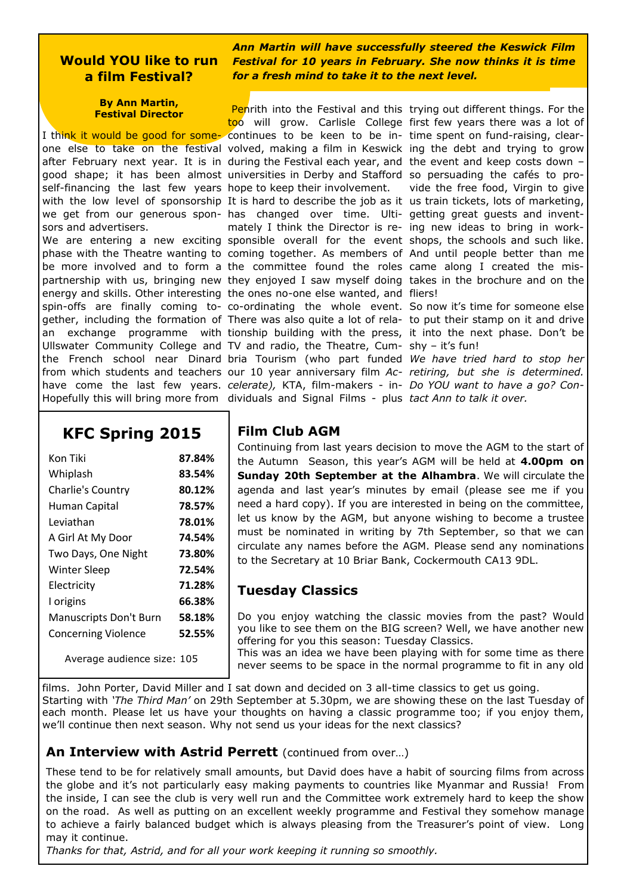## Would YOU like to run a film Festival?

***Ann Martin will have successfully steered the Keswick Film Festival for 10 years in February. She now thinks it is time for a fresh mind to take it to the next level.***

**By Ann Martin, Festival Director**

I think it would be good for someone else to take on the festival after February next year. It is in good shape; it has been almost self-financing the last few years with the low level of sponsorship we get from our generous sponsors and advertisers.

We are entering a new exciting phase with the Theatre wanting to be more involved and to form a partnership with us, bringing new energy and skills. Other interesting spin-offs are finally coming together, including the formation of an exchange programme with Ullswater Community College and the French school near Dinard from which students and teachers have come the last few years. Hopefully this will bring more from Penrith into the Festival and this too will grow. Carlisle College continues to be involved, making a film in Keswick during the Festival each year, and universities in Derby and Stafford hope to keep their involvement.

It is hard to describe the job as it has changed over time. Ultimately I think the Director is responsible overall for the event coming together. As members of the committee found the roles they enjoyed I saw myself doing the ones no-one else wanted, and co-ordinating the whole event. There was also quite a lot of relationship building with the press, TV and radio, the Theatre, Cumbria Tourism (who part funded our 10 year anniversary film *Accelerate),* KTA, film-makers - individuals and Signal Films - plus trying out different things. For the first few years there was a lot of time spent on fund-raising, clearing the debt and trying to grow the event and keep costs down – so persuading the cafés to provide the free food, Virgin to give us train tickets, lots of marketing, getting great guests and inventing new ideas to bring in workshops, the schools and such like. And until people better than me came along I created the mistakes in the brochure and on the fliers!

So now it's time for someone else to put their stamp on it and drive it into the next phase. Don't be shy – it's fun!

*We have tried hard to stop her retiring, but she is determined. Do YOU want to have a go? Contact Ann to talk it over.*

## KFC Spring 2015

| | |
|---|---|
| Kon Tiki | **87.84%** |
| Whiplash | **83.54%** |
| Charlie's Country | **80.12%** |
| Human Capital | **78.57%** |
| Leviathan | **78.01%** |
| A Girl At My Door | **74.54%** |
| Two Days, One Night | **73.80%** |
| Winter Sleep | **72.54%** |
| Electricity | **71.28%** |
| I origins | **66.38%** |
| Manuscripts Don't Burn | **58.18%** |
| Concerning Violence | **52.55%** |

Average audience size: 105

## Film Club AGM

Continuing from last years decision to move the AGM to the start of the Autumn Season, this year's AGM will be held at **4.00pm on Sunday 20th September at the Alhambra**. We will circulate the agenda and last year's minutes by email (please see me if you need a hard copy). If you are interested in being on the committee, let us know by the AGM, but anyone wishing to become a trustee must be nominated in writing by 7th September, so that we can circulate any names before the AGM. Please send any nominations to the Secretary at 10 Briar Bank, Cockermouth CA13 9DL.

## Tuesday Classics

Do you enjoy watching the classic movies from the past? Would you like to see them on the BIG screen? Well, we have another new offering for you this season: Tuesday Classics.

This was an idea we have been playing with for some time as there never seems to be space in the normal programme to fit in any old films. John Porter, David Miller and I sat down and decided on 3 all-time classics to get us going. Starting with *'The Third Man'* on 29th September at 5.30pm, we are showing these on the last Tuesday of each month. Please let us have your thoughts on having a classic programme too; if you enjoy them, we'll continue then next season. Why not send us your ideas for the next classics?

## An Interview with Astrid Perrett (continued from over…)

These tend to be for relatively small amounts, but David does have a habit of sourcing films from across the globe and it's not particularly easy making payments to countries like Myanmar and Russia! From the inside, I can see the club is very well run and the Committee work extremely hard to keep the show on the road. As well as putting on an excellent weekly programme and Festival they somehow manage to achieve a fairly balanced budget which is always pleasing from the Treasurer's point of view. Long may it continue.

*Thanks for that, Astrid, and for all your work keeping it running so smoothly.*